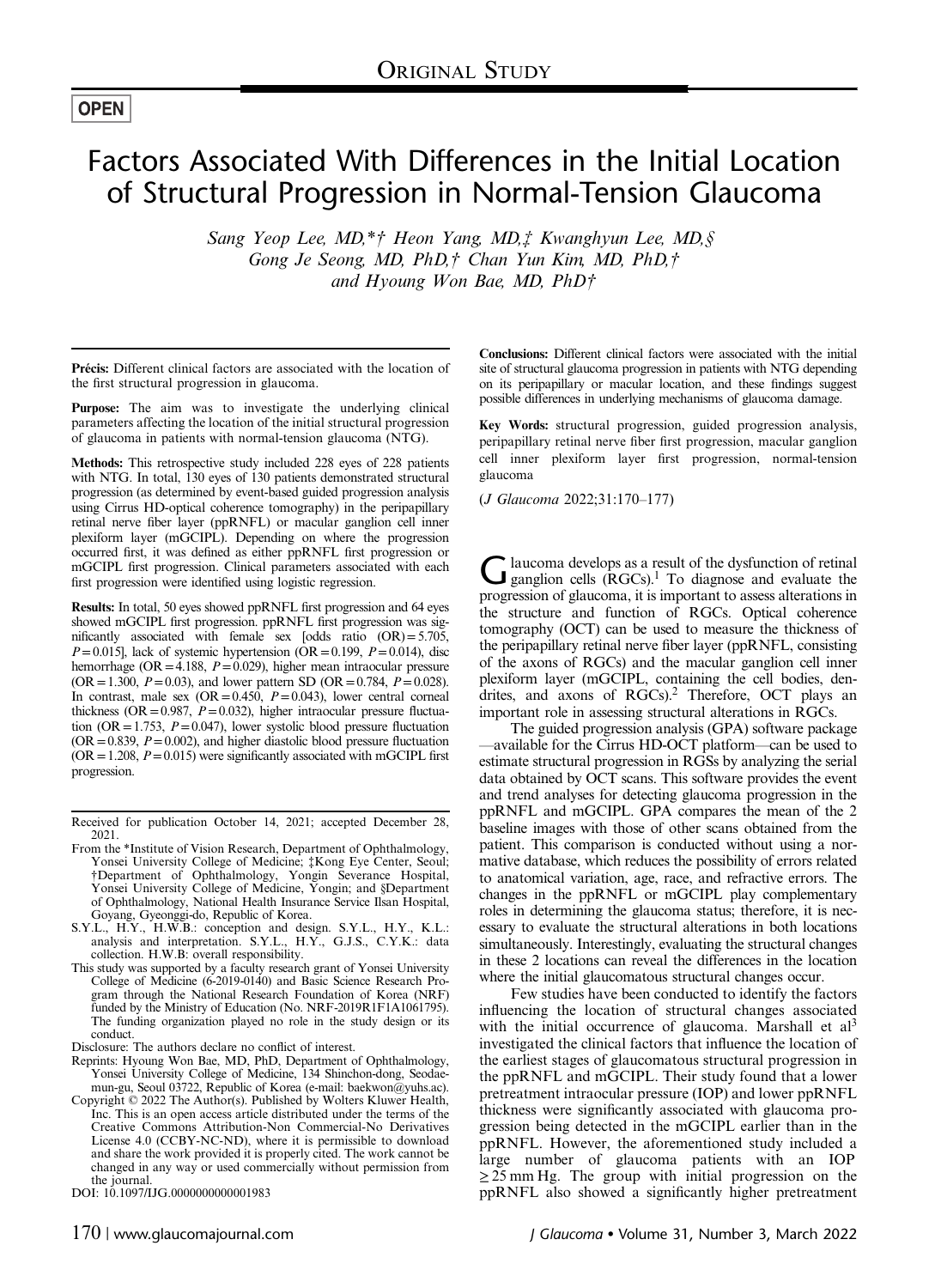ORIGINAL STUDY

OPEN

# Factors Associated With Differences in the Initial Location of Structural Progression in Normal-Tension Glaucoma

*Sang Yeop Lee, MD,\*† Heon Yang, MD,‡ Kwanghyun Lee, MD,§ Gong Je Seong, MD, PhD,† Chan Yun Kim, MD, PhD,† and Hyoung Won Bae, MD, PhD†*

**Précis:** Different clinical factors are associated with the location of the first structural progression in glaucoma.

**Purpose:** The aim was to investigate the underlying clinical parameters affecting the location of the initial structural progression of glaucoma in patients with normal-tension glaucoma (NTG).

**Methods:** This retrospective study included 228 eyes of 228 patients with NTG. In total, 130 eyes of 130 patients demonstrated structural progression (as determined by event-based guided progression analysis using Cirrus HD-optical coherence tomography) in the peripapillary retinal nerve fiber layer (ppRNFL) or macular ganglion cell inner plexiform layer (mGCIPL). Depending on where the progression occurred first, it was defined as either ppRNFL first progression or mGCIPL first progression. Clinical parameters associated with each first progression were identified using logistic regression.

**Results:** In total, 50 eyes showed ppRNFL first progression and 64 eyes showed mGCIPL first progression. ppRNFL first progression was significantly associated with female sex [odds ratio (OR) = 5.705, $P = 0.015$], lack of systemic hypertension (OR = 0.199, $P = 0.014$), disc hemorrhage (OR = 4.188, $P = 0.029$), higher mean intraocular pressure (OR = 1.300, $P = 0.03$), and lower pattern SD (OR = 0.784, $P = 0.028$). In contrast, male sex (OR = 0.450, $P = 0.043$), lower central corneal thickness (OR = 0.987, $P = 0.032$), higher intraocular pressure fluctuation (OR = 1.753, $P = 0.047$), lower systolic blood pressure fluctuation (OR = 0.839, $P = 0.002$), and higher diastolic blood pressure fluctuation (OR = 1.208, $P = 0.015$) were significantly associated with mGCIPL first progression.

**Conclusions:** Different clinical factors were associated with the initial site of structural glaucoma progression in patients with NTG depending on its peripapillary or macular location, and these findings suggest possible differences in underlying mechanisms of glaucoma damage.

**Key Words:** structural progression, guided progression analysis, peripapillary retinal nerve fiber layer first progression, macular ganglion cell inner plexiform layer first progression, normal-tension glaucoma

(*J Glaucoma* 2022;31:170–177)

Received for publication October 14, 2021; accepted December 28, 2021.

From the \*Institute of Vision Research, Department of Ophthalmology, Yonsei University College of Medicine; ‡Kong Eye Center, Seoul; †Department of Ophthalmology, Yongin Severance Hospital, Yonsei University College of Medicine, Yongin; and §Department of Ophthalmology, National Health Insurance Service Ilsan Hospital, Goyang, Gyeonggi-do, Republic of Korea.

S.Y.L., H.Y., H.W.B.: conception and design. S.Y.L., H.Y., K.L.: analysis and interpretation. S.Y.L., H.Y., G.J.S., C.Y.K.: data collection. H.W.B: overall responsibility.

This study was supported by a faculty research grant of Yonsei University College of Medicine (6-2019-0140) and Basic Science Research Program through the National Research Foundation of Korea (NRF) funded by the Ministry of Education (No. NRF-2019R1F1A1061795). The funding organization played no role in the study design or its conduct.

Disclosure: The authors declare no conflict of interest.

Reprints: Hyoung Won Bae, MD, PhD, Department of Ophthalmology, Yonsei University College of Medicine, 134 Shinchon-dong, Seodaemun-gu, Seoul 03722, Republic of Korea (e-mail: baekwon@yuhs.ac).

Copyright © 2022 The Author(s). Published by Wolters Kluwer Health, Inc. This is an open access article distributed under the terms of the Creative Commons Attribution-Non Commercial-No Derivatives License 4.0 (CCBY-NC-ND), where it is permissible to download and share the work provided it is properly cited. The work cannot be changed in any way or used commercially without permission from the journal.

DOI: 10.1097/IJG.0000000000001983

Glaucoma develops as a result of the dysfunction of retinal ganglion cells (RGCs).[1] To diagnose and evaluate the progression of glaucoma, it is important to assess alterations in the structure and function of RGCs. Optical coherence tomography (OCT) can be used to measure the thickness of the peripapillary retinal nerve fiber layer (ppRNFL, consisting of the axons of RGCs) and the macular ganglion cell inner plexiform layer (mGCIPL, containing the cell bodies, dendrites, and axons of RGCs).[2] Therefore, OCT plays an important role in assessing structural alterations in RGCs.

The guided progression analysis (GPA) software package —available for the Cirrus HD-OCT platform—can be used to estimate structural progression in RGSs by analyzing the serial data obtained by OCT scans. This software provides the event and trend analyses for detecting glaucoma progression in the ppRNFL and mGCIPL. GPA compares the mean of the 2 baseline images with those of other scans obtained from the patient. This comparison is conducted without using a normative database, which reduces the possibility of errors related to anatomical variation, age, race, and refractive errors. The changes in the ppRNFL or mGCIPL play complementary roles in determining the glaucoma status; therefore, it is necessary to evaluate the structural alterations in both locations simultaneously. Interestingly, evaluating the structural changes in these 2 locations can reveal the differences in the location where the initial glaucomatous structural changes occur.

Few studies have been conducted to identify the factors influencing the location of structural changes associated with the initial occurrence of glaucoma. Marshall et al[3] investigated the clinical factors that influence the location of the earliest stages of glaucomatous structural progression in the ppRNFL and mGCIPL. Their study found that a lower pretreatment intraocular pressure (IOP) and lower ppRNFL thickness were significantly associated with glaucoma progression being detected in the mGCIPL earlier than in the ppRNFL. However, the aforementioned study included a large number of glaucoma patients with an IOP ≥ 25 mm Hg. The group with initial progression on the ppRNFL also showed a significantly higher pretreatment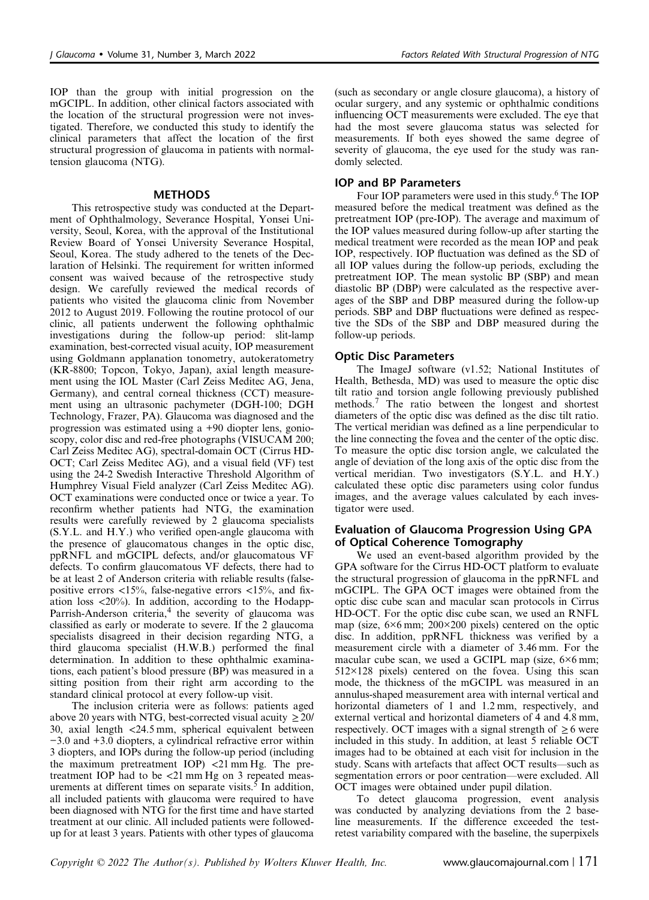IOP than the group with initial progression on the mGCIPL. In addition, other clinical factors associated with the location of the structural progression were not investigated. Therefore, we conducted this study to identify the clinical parameters that affect the location of the first structural progression of glaucoma in patients with normal-tension glaucoma (NTG).

## METHODS

This retrospective study was conducted at the Department of Ophthalmology, Severance Hospital, Yonsei University, Seoul, Korea, with the approval of the Institutional Review Board of Yonsei University Severance Hospital, Seoul, Korea. The study adhered to the tenets of the Declaration of Helsinki. The requirement for written informed consent was waived because of the retrospective study design. We carefully reviewed the medical records of patients who visited the glaucoma clinic from November 2012 to August 2019. Following the routine protocol of our clinic, all patients underwent the following ophthalmic investigations during the follow-up period: slit-lamp examination, best-corrected visual acuity, IOP measurement using Goldmann applanation tonometry, autokeratometry (KR-8800; Topcon, Tokyo, Japan), axial length measurement using the IOL Master (Carl Zeiss Meditec AG, Jena, Germany), and central corneal thickness (CCT) measurement using an ultrasonic pachymeter (DGH-100; DGH Technology, Frazer, PA). Glaucoma was diagnosed and the progression was estimated using a +90 diopter lens, gonioscopy, color disc and red-free photographs (VISUCAM 200; Carl Zeiss Meditec AG), spectral-domain OCT (Cirrus HD-OCT; Carl Zeiss Meditec AG), and a visual field (VF) test using the 24-2 Swedish Interactive Threshold Algorithm of Humphrey Visual Field analyzer (Carl Zeiss Meditec AG). OCT examinations were conducted once or twice a year. To reconfirm whether patients had NTG, the examination results were carefully reviewed by 2 glaucoma specialists (S.Y.L. and H.Y.) who verified open-angle glaucoma with the presence of glaucomatous changes in the optic disc, ppRNFL and mGCIPL defects, and/or glaucomatous VF defects. To confirm glaucomatous VF defects, there had to be at least 2 of Anderson criteria with reliable results (false-positive errors <15%, false-negative errors <15%, and fixation loss <20%). In addition, according to the Hodapp-Parrish-Anderson criteria,[4] the severity of glaucoma was classified as early or moderate to severe. If the 2 glaucoma specialists disagreed in their decision regarding NTG, a third glaucoma specialist (H.W.B.) performed the final determination. In addition to these ophthalmic examinations, each patient's blood pressure (BP) was measured in a sitting position from their right arm according to the standard clinical protocol at every follow-up visit.

The inclusion criteria were as follows: patients aged above 20 years with NTG, best-corrected visual acuity ≥20/30, axial length <24.5 mm, spherical equivalent between −3.0 and +3.0 diopters, a cylindrical refractive error within 3 diopters, and IOPs during the follow-up period (including the maximum pretreatment IOP) <21 mm Hg. The pretreatment IOP had to be <21 mm Hg on 3 repeated measurements at different times on separate visits.[5] In addition, all included patients with glaucoma were required to have been diagnosed with NTG for the first time and have started treatment at our clinic. All included patients were followed-up for at least 3 years. Patients with other types of glaucoma (such as secondary or angle closure glaucoma), a history of ocular surgery, and any systemic or ophthalmic conditions influencing OCT measurements were excluded. The eye that had the most severe glaucoma status was selected for measurements. If both eyes showed the same degree of severity of glaucoma, the eye used for the study was randomly selected.

### IOP and BP Parameters

Four IOP parameters were used in this study.[6] The IOP measured before the medical treatment was defined as the pretreatment IOP (pre-IOP). The average and maximum of the IOP values measured during follow-up after starting the medical treatment were recorded as the mean IOP and peak IOP, respectively. IOP fluctuation was defined as the SD of all IOP values during the follow-up periods, excluding the pretreatment IOP. The mean systolic BP (SBP) and mean diastolic BP (DBP) were calculated as the respective averages of the SBP and DBP measured during the follow-up periods. SBP and DBP fluctuations were defined as respective the SDs of the SBP and DBP measured during the follow-up periods.

### Optic Disc Parameters

The ImageJ software (v1.52; National Institutes of Health, Bethesda, MD) was used to measure the optic disc tilt ratio and torsion angle following previously published methods.[7] The ratio between the longest and shortest diameters of the optic disc was defined as the disc tilt ratio. The vertical meridian was defined as a line perpendicular to the line connecting the fovea and the center of the optic disc. To measure the optic disc torsion angle, we calculated the angle of deviation of the long axis of the optic disc from the vertical meridian. Two investigators (S.Y.L. and H.Y.) calculated these optic disc parameters using color fundus images, and the average values calculated by each investigator were used.

### Evaluation of Glaucoma Progression Using GPA of Optical Coherence Tomography

We used an event-based algorithm provided by the GPA software for the Cirrus HD-OCT platform to evaluate the structural progression of glaucoma in the ppRNFL and mGCIPL. The GPA OCT images were obtained from the optic disc cube scan and macular scan protocols in Cirrus HD-OCT. For the optic disc cube scan, we used an RNFL map (size, 6×6 mm; 200×200 pixels) centered on the optic disc. In addition, ppRNFL thickness was verified by a measurement circle with a diameter of 3.46 mm. For the macular cube scan, we used a GCIPL map (size, 6×6 mm; 512×128 pixels) centered on the fovea. Using this scan mode, the thickness of the mGCIPL was measured in an annulus-shaped measurement area with internal vertical and horizontal diameters of 1 and 1.2 mm, respectively, and external vertical and horizontal diameters of 4 and 4.8 mm, respectively. OCT images with a signal strength of ≥6 were included in this study. In addition, at least 5 reliable OCT images had to be obtained at each visit for inclusion in the study. Scans with artefacts that affect OCT results—such as segmentation errors or poor centration—were excluded. All OCT images were obtained under pupil dilation.

To detect glaucoma progression, event analysis was conducted by analyzing deviations from the 2 baseline measurements. If the difference exceeded the test-retest variability compared with the baseline, the superpixels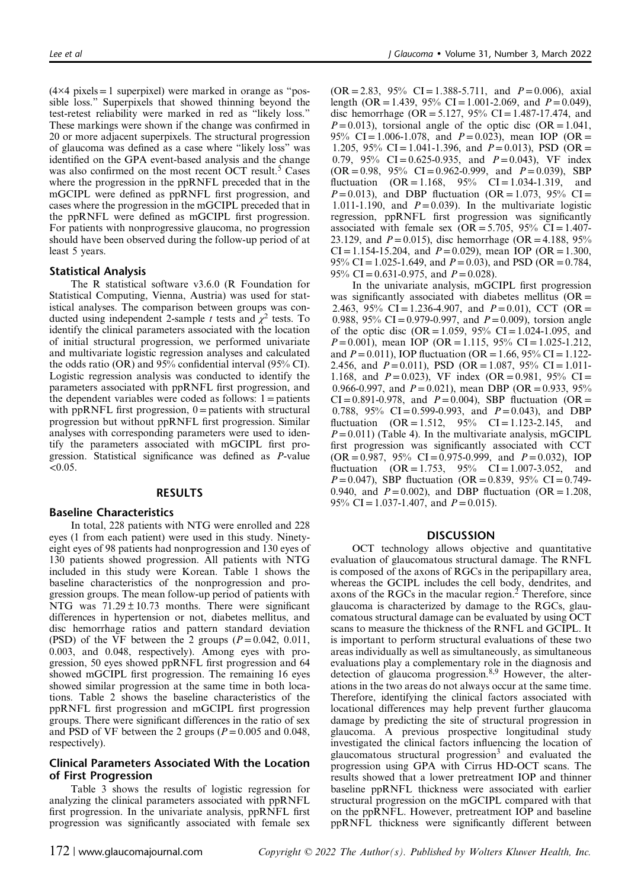(4×4 pixels = 1 superpixel) were marked in orange as "possible loss." Superpixels that showed thinning beyond the test-retest reliability were marked in red as "likely loss." These markings were shown if the change was confirmed in 20 or more adjacent superpixels. The structural progression of glaucoma was defined as a case where "likely loss" was identified on the GPA event-based analysis and the change was also confirmed on the most recent OCT result.[5] Cases where the progression in the ppRNFL preceded that in the mGCIPL were defined as ppRNFL first progression, and cases where the progression in the mGCIPL preceded that in the ppRNFL were defined as mGCIPL first progression. For patients with nonprogressive glaucoma, no progression should have been observed during the follow-up period of at least 5 years.

### Statistical Analysis

The R statistical software v3.6.0 (R Foundation for Statistical Computing, Vienna, Austria) was used for statistical analyses. The comparison between groups was conducted using independent 2-sample $t$ tests and $\chi^2$ tests. To identify the clinical parameters associated with the location of initial structural progression, we performed univariate and multivariate logistic regression analyses and calculated the odds ratio (OR) and 95% confidential interval (95% CI). Logistic regression analysis was conducted to identify the parameters associated with ppRNFL first progression, and the dependent variables were coded as follows: 1 = patients with ppRNFL first progression, 0 = patients with structural progression but without ppRNFL first progression. Similar analyses with corresponding parameters were used to identify the parameters associated with mGCIPL first progression. Statistical significance was defined as $P$-value <0.05.

## RESULTS

### Baseline Characteristics

In total, 228 patients with NTG were enrolled and 228 eyes (1 from each patient) were used in this study. Ninety-eight eyes of 98 patients had nonprogression and 130 eyes of 130 patients showed progression. All patients with NTG included in this study were Korean. Table 1 shows the baseline characteristics of the nonprogression and progression groups. The mean follow-up period of patients with NTG was 71.29 ± 10.73 months. There were significant differences in hypertension or not, diabetes mellitus, and disc hemorrhage ratios and pattern standard deviation (PSD) of the VF between the 2 groups ($P$ = 0.042, 0.011, 0.003, and 0.048, respectively). Among eyes with progression, 50 eyes showed ppRNFL first progression and 64 showed mGCIPL first progression. The remaining 16 eyes showed similar progression at the same time in both locations. Table 2 shows the baseline characteristics of the ppRNFL first progression and mGCIPL first progression groups. There were significant differences in the ratio of sex and PSD of VF between the 2 groups ($P$ = 0.005 and 0.048, respectively).

### Clinical Parameters Associated With the Location of First Progression

Table 3 shows the results of logistic regression for analyzing the clinical parameters associated with ppRNFL first progression. In the univariate analysis, ppRNFL first progression was significantly associated with female sex (OR = 2.83, 95% CI = 1.388-5.711, and $P$ = 0.006), axial length (OR = 1.439, 95% CI = 1.001-2.069, and $P$ = 0.049), disc hemorrhage (OR = 5.127, 95% CI = 1.487-17.474, and $P$ = 0.013), torsional angle of the optic disc (OR = 1.041, 95% CI = 1.006-1.078, and $P$ = 0.023), mean IOP (OR = 1.205, 95% CI = 1.041-1.396, and $P$ = 0.013), PSD (OR = 0.79, 95% CI = 0.625-0.935, and $P$ = 0.043), VF index (OR = 0.98, 95% CI = 0.962-0.999, and $P$ = 0.039), SBP fluctuation (OR = 1.168, 95% CI = 1.034-1.319, and $P$ = 0.013), and DBP fluctuation (OR = 1.073, 95% CI = 1.011-1.190, and $P$ = 0.039). In the multivariate logistic regression, ppRNFL first progression was significantly associated with female sex (OR = 5.705, 95% CI = 1.407-23.129, and $P$ = 0.015), disc hemorrhage (OR = 4.188, 95% CI = 1.154-15.204, and $P$ = 0.029), mean IOP (OR = 1.300, 95% CI = 1.025-1.649, and $P$ = 0.03), and PSD (OR = 0.784, 95% CI = 0.631-0.975, and $P$ = 0.028).

In the univariate analysis, mGCIPL first progression was significantly associated with diabetes mellitus (OR = 2.463, 95% CI = 1.236-4.907, and $P$ = 0.01), CCT (OR = 0.988, 95% CI = 0.979-0.997, and $P$ = 0.009), torsion angle of the optic disc (OR = 1.059, 95% CI = 1.024-1.095, and $P$ = 0.001), mean IOP (OR = 1.115, 95% CI = 1.025-1.212, and $P$ = 0.011), IOP fluctuation (OR = 1.66, 95% CI = 1.122-2.456, and $P$ = 0.011), PSD (OR = 1.087, 95% CI = 1.011-1.168, and $P$ = 0.023), VF index (OR = 0.981, 95% CI = 0.966-0.997, and $P$ = 0.021), mean DBP (OR = 0.933, 95% CI = 0.891-0.978, and $P$ = 0.004), SBP fluctuation (OR = 0.788, 95% CI = 0.599-0.993, and $P$ = 0.043), and DBP fluctuation (OR = 1.512, 95% CI = 1.123-2.145, and $P$ = 0.011) (Table 4). In the multivariate analysis, mGCIPL first progression was significantly associated with CCT (OR = 0.987, 95% CI = 0.975-0.999, and $P$ = 0.032), IOP fluctuation (OR = 1.753, 95% CI = 1.007-3.052, and $P$ = 0.047), SBP fluctuation (OR = 0.839, 95% CI = 0.749-0.940, and $P$ = 0.002), and DBP fluctuation (OR = 1.208, 95% CI = 1.037-1.407, and $P$ = 0.015).

## DISCUSSION

OCT technology allows objective and quantitative evaluation of glaucomatous structural damage. The RNFL is composed of the axons of RGCs in the peripapillary area, whereas the GCIPL includes the cell body, dendrites, and axons of the RGCs in the macular region.[2] Therefore, since glaucoma is characterized by damage to the RGCs, glaucomatous structural damage can be evaluated by using OCT scans to measure the thickness of the RNFL and GCIPL. It is important to perform structural evaluations of these two areas individually as well as simultaneously, as simultaneous evaluations play a complementary role in the diagnosis and detection of glaucoma progression.[8,9] However, the alterations in the two areas do not always occur at the same time. Therefore, identifying the clinical factors associated with locational differences may help prevent further glaucoma damage by predicting the site of structural progression in glaucoma. A previous prospective longitudinal study investigated the clinical factors influencing the location of glaucomatous structural progression[3] and evaluated the progression using GPA with Cirrus HD-OCT scans. The results showed that a lower pretreatment IOP and thinner baseline ppRNFL thickness were associated with earlier structural progression on the mGCIPL compared with that on the ppRNFL. However, pretreatment IOP and baseline ppRNFL thickness were significantly different between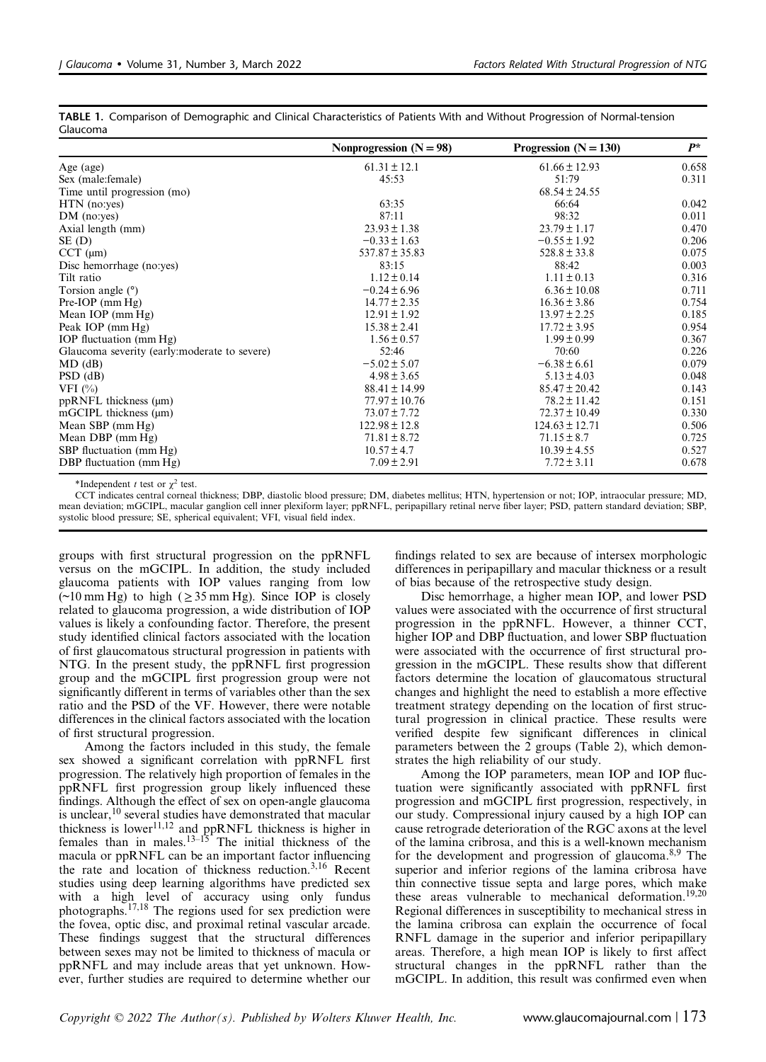**TABLE 1.** Comparison of Demographic and Clinical Characteristics of Patients With and Without Progression of Normal-tension Glaucoma

| | Nonprogression (N = 98) | Progression (N = 130) | $P$* |
|---|---|---|---|
| Age (age) | 61.31 ± 12.1 | 61.66 ± 12.93 | 0.658 |
| Sex (male:female) | 45:53 | 51:79 | 0.311 |
| Time until progression (mo) | | 68.54 ± 24.55 | |
| HTN (no:yes) | 63:35 | 66:64 | 0.042 |
| DM (no:yes) | 87:11 | 98:32 | 0.011 |
| Axial length (mm) | 23.93 ± 1.38 | 23.79 ± 1.17 | 0.470 |
| SE (D) | −0.33 ± 1.63 | −0.55 ± 1.92 | 0.206 |
| CCT (μm) | 537.87 ± 35.83 | 528.8 ± 33.8 | 0.075 |
| Disc hemorrhage (no:yes) | 83:15 | 88:42 | 0.003 |
| Tilt ratio | 1.12 ± 0.14 | 1.11 ± 0.13 | 0.316 |
| Torsion angle (°) | −0.24 ± 6.96 | 6.36 ± 10.08 | 0.711 |
| Pre-IOP (mm Hg) | 14.77 ± 2.35 | 16.36 ± 3.86 | 0.754 |
| Mean IOP (mm Hg) | 12.91 ± 1.92 | 13.97 ± 2.25 | 0.185 |
| Peak IOP (mm Hg) | 15.38 ± 2.41 | 17.72 ± 3.95 | 0.954 |
| IOP fluctuation (mm Hg) | 1.56 ± 0.57 | 1.99 ± 0.99 | 0.367 |
| Glaucoma severity (early:moderate to severe) | 52:46 | 70:60 | 0.226 |
| MD (dB) | −5.02 ± 5.07 | −6.38 ± 6.61 | 0.079 |
| PSD (dB) | 4.98 ± 3.65 | 5.13 ± 4.03 | 0.048 |
| VFI (%) | 88.41 ± 14.99 | 85.47 ± 20.42 | 0.143 |
| ppRNFL thickness (μm) | 77.97 ± 10.76 | 78.2 ± 11.42 | 0.151 |
| mGCIPL thickness (μm) | 73.07 ± 7.72 | 72.37 ± 10.49 | 0.330 |
| Mean SBP (mm Hg) | 122.98 ± 12.8 | 124.63 ± 12.71 | 0.506 |
| Mean DBP (mm Hg) | 71.81 ± 8.72 | 71.15 ± 8.7 | 0.725 |
| SBP fluctuation (mm Hg) | 10.57 ± 4.7 | 10.39 ± 4.55 | 0.527 |
| DBP fluctuation (mm Hg) | 7.09 ± 2.91 | 7.72 ± 3.11 | 0.678 |

*Independent $t$ test or $\chi^2$ test.

CCT indicates central corneal thickness; DBP, diastolic blood pressure; DM, diabetes mellitus; HTN, hypertension or not; IOP, intraocular pressure; MD, mean deviation; mGCIPL, macular ganglion cell inner plexiform layer; ppRNFL, peripapillary retinal nerve fiber layer; PSD, pattern standard deviation; SBP, systolic blood pressure; SE, spherical equivalent; VFI, visual field index.

groups with first structural progression on the ppRNFL versus on the mGCIPL. In addition, the study included glaucoma patients with IOP values ranging from low (~10 mm Hg) to high (≥ 35 mm Hg). Since IOP is closely related to glaucoma progression, a wide distribution of IOP values is likely a confounding factor. Therefore, the present study identified clinical factors associated with the location of first glaucomatous structural progression in patients with NTG. In the present study, the ppRNFL first progression group and the mGCIPL first progression group were not significantly different in terms of variables other than the sex ratio and the PSD of the VF. However, there were notable differences in the clinical factors associated with the location of first structural progression.

Among the factors included in this study, the female sex showed a significant correlation with ppRNFL first progression. The relatively high proportion of females in the ppRNFL first progression group likely influenced these findings. Although the effect of sex on open-angle glaucoma is unclear,[10] several studies have demonstrated that macular thickness is lower[11,12] and ppRNFL thickness is higher in females than in males.[13–15] The initial thickness of the macula or ppRNFL can be an important factor influencing the rate and location of thickness reduction.[3,16] Recent studies using deep learning algorithms have predicted sex with a high level of accuracy using only fundus photographs.[17,18] The regions used for sex prediction were the fovea, optic disc, and proximal retinal vascular arcade. These findings suggest that the structural differences between sexes may not be limited to thickness of macula or ppRNFL and may include areas that yet unknown. However, further studies are required to determine whether our findings related to sex are because of intersex morphologic differences in peripapillary and macular thickness or a result of bias because of the retrospective study design.

Disc hemorrhage, a higher mean IOP, and lower PSD values were associated with the occurrence of first structural progression in the ppRNFL. However, a thinner CCT, higher IOP and DBP fluctuation, and lower SBP fluctuation were associated with the occurrence of first structural progression in the mGCIPL. These results show that different factors determine the location of glaucomatous structural changes and highlight the need to establish a more effective treatment strategy depending on the location of first structural progression in clinical practice. These results were verified despite few significant differences in clinical parameters between the 2 groups (Table 2), which demonstrates the high reliability of our study.

Among the IOP parameters, mean IOP and IOP fluctuation were significantly associated with ppRNFL first progression and mGCIPL first progression, respectively, in our study. Compressional injury caused by a high IOP can cause retrograde deterioration of the RGC axons at the level of the lamina cribrosa, and this is a well-known mechanism for the development and progression of glaucoma.[8,9] The superior and inferior regions of the lamina cribrosa have thin connective tissue septa and large pores, which make these areas vulnerable to mechanical deformation.[19,20] Regional differences in susceptibility to mechanical stress in the lamina cribrosa can explain the occurrence of focal RNFL damage in the superior and inferior peripapillary areas. Therefore, a high mean IOP is likely to first affect structural changes in the ppRNFL rather than the mGCIPL. In addition, this result was confirmed even when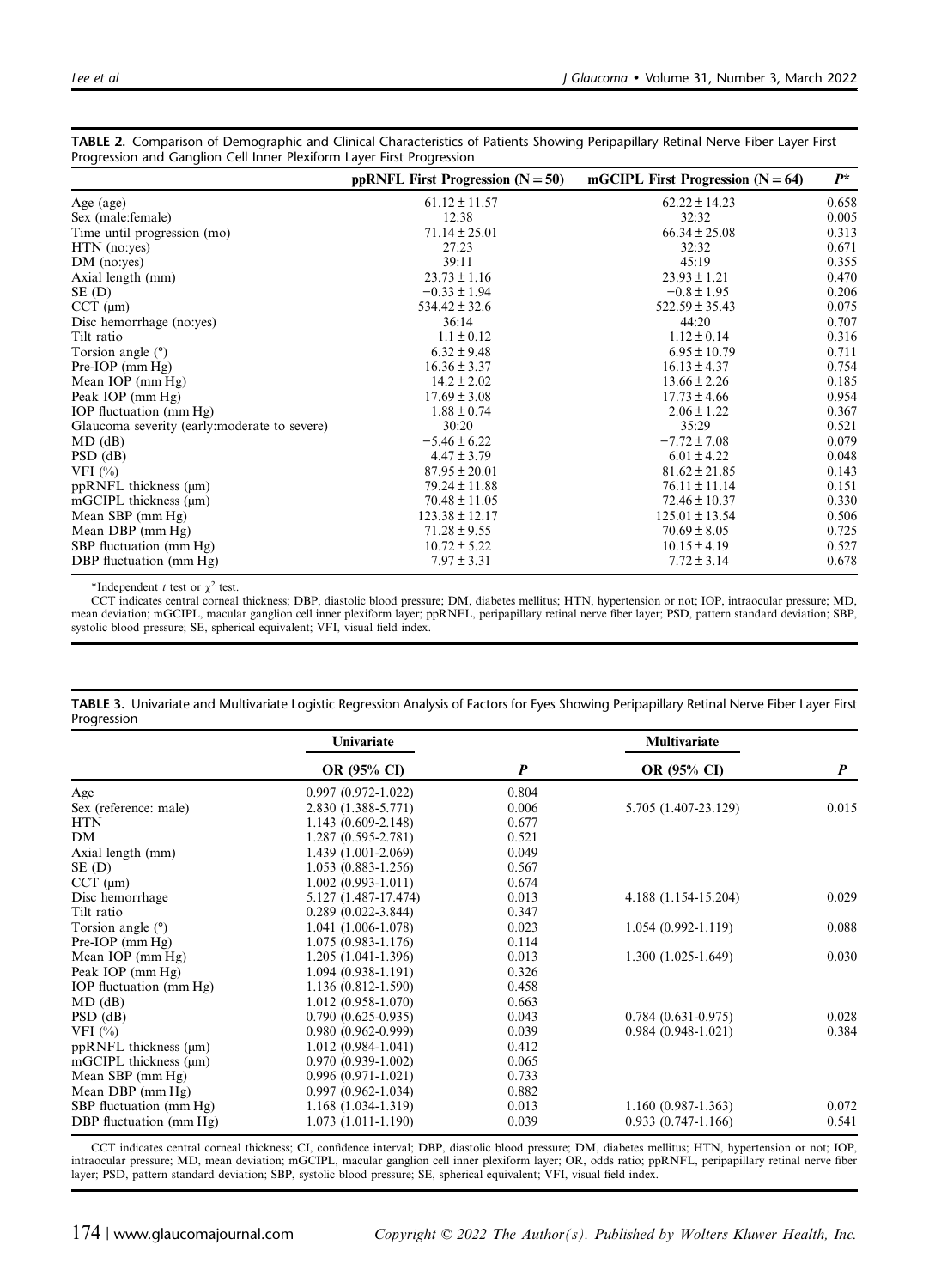**TABLE 2.** Comparison of Demographic and Clinical Characteristics of Patients Showing Peripapillary Retinal Nerve Fiber Layer First Progression and Ganglion Cell Inner Plexiform Layer First Progression

| | ppRNFL First Progression (N = 50) | mGCIPL First Progression (N = 64) | P* |
|---|---|---|---|
| Age (age) | 61.12 ± 11.57 | 62.22 ± 14.23 | 0.658 |
| Sex (male:female) | 12:38 | 32:32 | 0.005 |
| Time until progression (mo) | 71.14 ± 25.01 | 66.34 ± 25.08 | 0.313 |
| HTN (no:yes) | 27:23 | 32:32 | 0.671 |
| DM (no:yes) | 39:11 | 45:19 | 0.355 |
| Axial length (mm) | 23.73 ± 1.16 | 23.93 ± 1.21 | 0.470 |
| SE (D) | −0.33 ± 1.94 | −0.8 ± 1.95 | 0.206 |
| CCT (μm) | 534.42 ± 32.6 | 522.59 ± 35.43 | 0.075 |
| Disc hemorrhage (no:yes) | 36:14 | 44:20 | 0.707 |
| Tilt ratio | 1.1 ± 0.12 | 1.12 ± 0.14 | 0.316 |
| Torsion angle (°) | 6.32 ± 9.48 | 6.95 ± 10.79 | 0.711 |
| Pre-IOP (mm Hg) | 16.36 ± 3.37 | 16.13 ± 4.37 | 0.754 |
| Mean IOP (mm Hg) | 14.2 ± 2.02 | 13.66 ± 2.26 | 0.185 |
| Peak IOP (mm Hg) | 17.69 ± 3.08 | 17.73 ± 4.66 | 0.954 |
| IOP fluctuation (mm Hg) | 1.88 ± 0.74 | 2.06 ± 1.22 | 0.367 |
| Glaucoma severity (early:moderate to severe) | 30:20 | 35:29 | 0.521 |
| MD (dB) | −5.46 ± 6.22 | −7.72 ± 7.08 | 0.079 |
| PSD (dB) | 4.47 ± 3.79 | 6.01 ± 4.22 | 0.048 |
| VFI (%) | 87.95 ± 20.01 | 81.62 ± 21.85 | 0.143 |
| ppRNFL thickness (μm) | 79.24 ± 11.88 | 76.11 ± 11.14 | 0.151 |
| mGCIPL thickness (μm) | 70.48 ± 11.05 | 72.46 ± 10.37 | 0.330 |
| Mean SBP (mm Hg) | 123.38 ± 12.17 | 125.01 ± 13.54 | 0.506 |
| Mean DBP (mm Hg) | 71.28 ± 9.55 | 70.69 ± 8.05 | 0.725 |
| SBP fluctuation (mm Hg) | 10.72 ± 5.22 | 10.15 ± 4.19 | 0.527 |
| DBP fluctuation (mm Hg) | 7.97 ± 3.31 | 7.72 ± 3.14 | 0.678 |

*Independent *t* test or $\chi^2$ test.

CCT indicates central corneal thickness; DBP, diastolic blood pressure; DM, diabetes mellitus; HTN, hypertension or not; IOP, intraocular pressure; MD, mean deviation; mGCIPL, macular ganglion cell inner plexiform layer; ppRNFL, peripapillary retinal nerve fiber layer; PSD, pattern standard deviation; SBP, systolic blood pressure; SE, spherical equivalent; VFI, visual field index.

**TABLE 3.** Univariate and Multivariate Logistic Regression Analysis of Factors for Eyes Showing Peripapillary Retinal Nerve Fiber Layer First Progression

| | Univariate | | Multivariate | |
|---|---|---|---|---|
| | OR (95% CI) | P | OR (95% CI) | P |
| Age | 0.997 (0.972-1.022) | 0.804 | | |
| Sex (reference: male) | 2.830 (1.388-5.771) | 0.006 | 5.705 (1.407-23.129) | 0.015 |
| HTN | 1.143 (0.609-2.148) | 0.677 | | |
| DM | 1.287 (0.595-2.781) | 0.521 | | |
| Axial length (mm) | 1.439 (1.001-2.069) | 0.049 | | |
| SE (D) | 1.053 (0.883-1.256) | 0.567 | | |
| CCT (μm) | 1.002 (0.993-1.011) | 0.674 | | |
| Disc hemorrhage | 5.127 (1.487-17.474) | 0.013 | 4.188 (1.154-15.204) | 0.029 |
| Tilt ratio | 0.289 (0.022-3.844) | 0.347 | | |
| Torsion angle (°) | 1.041 (1.006-1.078) | 0.023 | 1.054 (0.992-1.119) | 0.088 |
| Pre-IOP (mm Hg) | 1.075 (0.983-1.176) | 0.114 | | |
| Mean IOP (mm Hg) | 1.205 (1.041-1.396) | 0.013 | 1.300 (1.025-1.649) | 0.030 |
| Peak IOP (mm Hg) | 1.094 (0.938-1.191) | 0.326 | | |
| IOP fluctuation (mm Hg) | 1.136 (0.812-1.590) | 0.458 | | |
| MD (dB) | 1.012 (0.958-1.070) | 0.663 | | |
| PSD (dB) | 0.790 (0.625-0.935) | 0.043 | 0.784 (0.631-0.975) | 0.028 |
| VFI (%) | 0.980 (0.962-0.999) | 0.039 | 0.984 (0.948-1.021) | 0.384 |
| ppRNFL thickness (μm) | 1.012 (0.984-1.041) | 0.412 | | |
| mGCIPL thickness (μm) | 0.970 (0.939-1.002) | 0.065 | | |
| Mean SBP (mm Hg) | 0.996 (0.971-1.021) | 0.733 | | |
| Mean DBP (mm Hg) | 0.997 (0.962-1.034) | 0.882 | | |
| SBP fluctuation (mm Hg) | 1.168 (1.034-1.319) | 0.013 | 1.160 (0.987-1.363) | 0.072 |
| DBP fluctuation (mm Hg) | 1.073 (1.011-1.190) | 0.039 | 0.933 (0.747-1.166) | 0.541 |

CCT indicates central corneal thickness; CI, confidence interval; DBP, diastolic blood pressure; DM, diabetes mellitus; HTN, hypertension or not; IOP, intraocular pressure; MD, mean deviation; mGCIPL, macular ganglion cell inner plexiform layer; OR, odds ratio; ppRNFL, peripapillary retinal nerve fiber layer; PSD, pattern standard deviation; SBP, systolic blood pressure; SE, spherical equivalent; VFI, visual field index.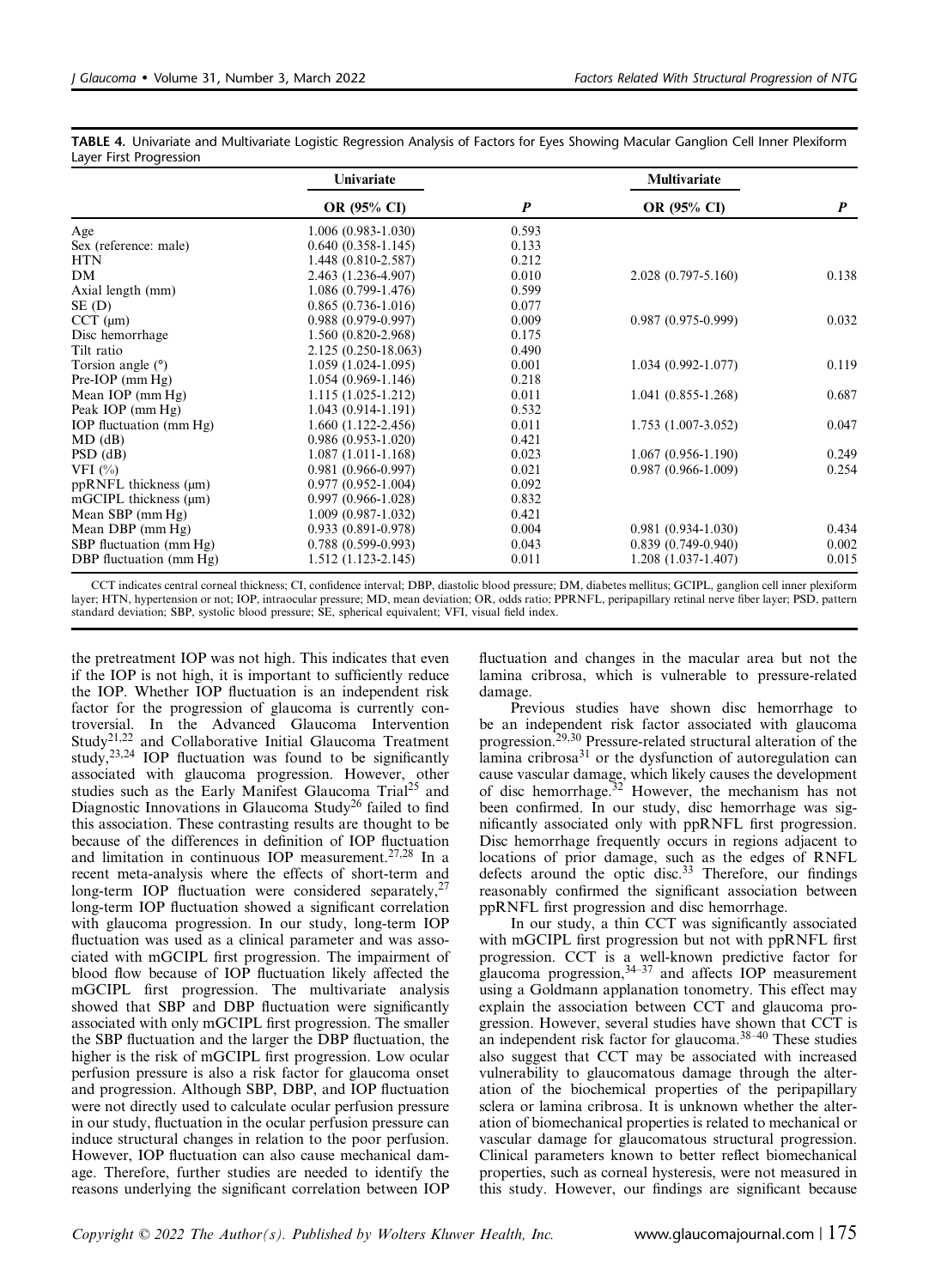**TABLE 4.** Univariate and Multivariate Logistic Regression Analysis of Factors for Eyes Showing Macular Ganglion Cell Inner Plexiform Layer First Progression

| | Univariate | | Multivariate | |
|---|---|---|---|---|
| | OR (95% CI) | *P* | OR (95% CI) | *P* |
| Age | 1.006 (0.983-1.030) | 0.593 | | |
| Sex (reference: male) | 0.640 (0.358-1.145) | 0.133 | | |
| HTN | 1.448 (0.810-2.587) | 0.212 | | |
| DM | 2.463 (1.236-4.907) | 0.010 | 2.028 (0.797-5.160) | 0.138 |
| Axial length (mm) | 1.086 (0.799-1.476) | 0.599 | | |
| SE (D) | 0.865 (0.736-1.016) | 0.077 | | |
| CCT (μm) | 0.988 (0.979-0.997) | 0.009 | 0.987 (0.975-0.999) | 0.032 |
| Disc hemorrhage | 1.560 (0.820-2.968) | 0.175 | | |
| Tilt ratio | 2.125 (0.250-18.063) | 0.490 | | |
| Torsion angle (°) | 1.059 (1.024-1.095) | 0.001 | 1.034 (0.992-1.077) | 0.119 |
| Pre-IOP (mm Hg) | 1.054 (0.969-1.146) | 0.218 | | |
| Mean IOP (mm Hg) | 1.115 (1.025-1.212) | 0.011 | 1.041 (0.855-1.268) | 0.687 |
| Peak IOP (mm Hg) | 1.043 (0.914-1.191) | 0.532 | | |
| IOP fluctuation (mm Hg) | 1.660 (1.122-2.456) | 0.011 | 1.753 (1.007-3.052) | 0.047 |
| MD (dB) | 0.986 (0.953-1.020) | 0.421 | | |
| PSD (dB) | 1.087 (1.011-1.168) | 0.023 | 1.067 (0.956-1.190) | 0.249 |
| VFI (%) | 0.981 (0.966-0.997) | 0.021 | 0.987 (0.966-1.009) | 0.254 |
| ppRNFL thickness (μm) | 0.977 (0.952-1.004) | 0.092 | | |
| mGCIPL thickness (μm) | 0.997 (0.966-1.028) | 0.832 | | |
| Mean SBP (mm Hg) | 1.009 (0.987-1.032) | 0.421 | | |
| Mean DBP (mm Hg) | 0.933 (0.891-0.978) | 0.004 | 0.981 (0.934-1.030) | 0.434 |
| SBP fluctuation (mm Hg) | 0.788 (0.599-0.993) | 0.043 | 0.839 (0.749-0.940) | 0.002 |
| DBP fluctuation (mm Hg) | 1.512 (1.123-2.145) | 0.011 | 1.208 (1.037-1.407) | 0.015 |

CCT indicates central corneal thickness; CI, confidence interval; DBP, diastolic blood pressure; DM, diabetes mellitus; GCIPL, ganglion cell inner plexiform layer; HTN, hypertension or not; IOP, intraocular pressure; MD, mean deviation; OR, odds ratio; PPRNFL, peripapillary retinal nerve fiber layer; PSD, pattern standard deviation; SBP, systolic blood pressure; SE, spherical equivalent; VFI, visual field index.

the pretreatment IOP was not high. This indicates that even if the IOP is not high, it is important to sufficiently reduce the IOP. Whether IOP fluctuation is an independent risk factor for the progression of glaucoma is currently controversial. In the Advanced Glaucoma Intervention Study[21,22] and Collaborative Initial Glaucoma Treatment study,[23,24] IOP fluctuation was found to be significantly associated with glaucoma progression. However, other studies such as the Early Manifest Glaucoma Trial[25] and Diagnostic Innovations in Glaucoma Study[26] failed to find this association. These contrasting results are thought to be because of the differences in definition of IOP fluctuation and limitation in continuous IOP measurement.[27,28] In a recent meta-analysis where the effects of short-term and long-term IOP fluctuation were considered separately,[27] long-term IOP fluctuation showed a significant correlation with glaucoma progression. In our study, long-term IOP fluctuation was used as a clinical parameter and was associated with mGCIPL first progression. The impairment of blood flow because of IOP fluctuation likely affected the mGCIPL first progression. The multivariate analysis showed that SBP and DBP fluctuation were significantly associated with only mGCIPL first progression. The smaller the SBP fluctuation and the larger the DBP fluctuation, the higher is the risk of mGCIPL first progression. Low ocular perfusion pressure is also a risk factor for glaucoma onset and progression. Although SBP, DBP, and IOP fluctuation were not directly used to calculate ocular perfusion pressure in our study, fluctuation in the ocular perfusion pressure can induce structural changes in relation to the poor perfusion. However, IOP fluctuation can also cause mechanical damage. Therefore, further studies are needed to identify the reasons underlying the significant correlation between IOP fluctuation and changes in the macular area but not the lamina cribrosa, which is vulnerable to pressure-related damage.

Previous studies have shown disc hemorrhage to be an independent risk factor associated with glaucoma progression.[29,30] Pressure-related structural alteration of the lamina cribrosa[31] or the dysfunction of autoregulation can cause vascular damage, which likely causes the development of disc hemorrhage.[32] However, the mechanism has not been confirmed. In our study, disc hemorrhage was significantly associated only with ppRNFL first progression. Disc hemorrhage frequently occurs in regions adjacent to locations of prior damage, such as the edges of RNFL defects around the optic disc.[33] Therefore, our findings reasonably confirmed the significant association between ppRNFL first progression and disc hemorrhage.

In our study, a thin CCT was significantly associated with mGCIPL first progression but not with ppRNFL first progression. CCT is a well-known predictive factor for glaucoma progression,[34–37] and affects IOP measurement using a Goldmann applanation tonometry. This effect may explain the association between CCT and glaucoma progression. However, several studies have shown that CCT is an independent risk factor for glaucoma.[38–40] These studies also suggest that CCT may be associated with increased vulnerability to glaucomatous damage through the alteration of the biochemical properties of the peripapillary sclera or lamina cribrosa. It is unknown whether the alteration of biomechanical properties is related to mechanical or vascular damage for glaucomatous structural progression. Clinical parameters known to better reflect biomechanical properties, such as corneal hysteresis, were not measured in this study. However, our findings are significant because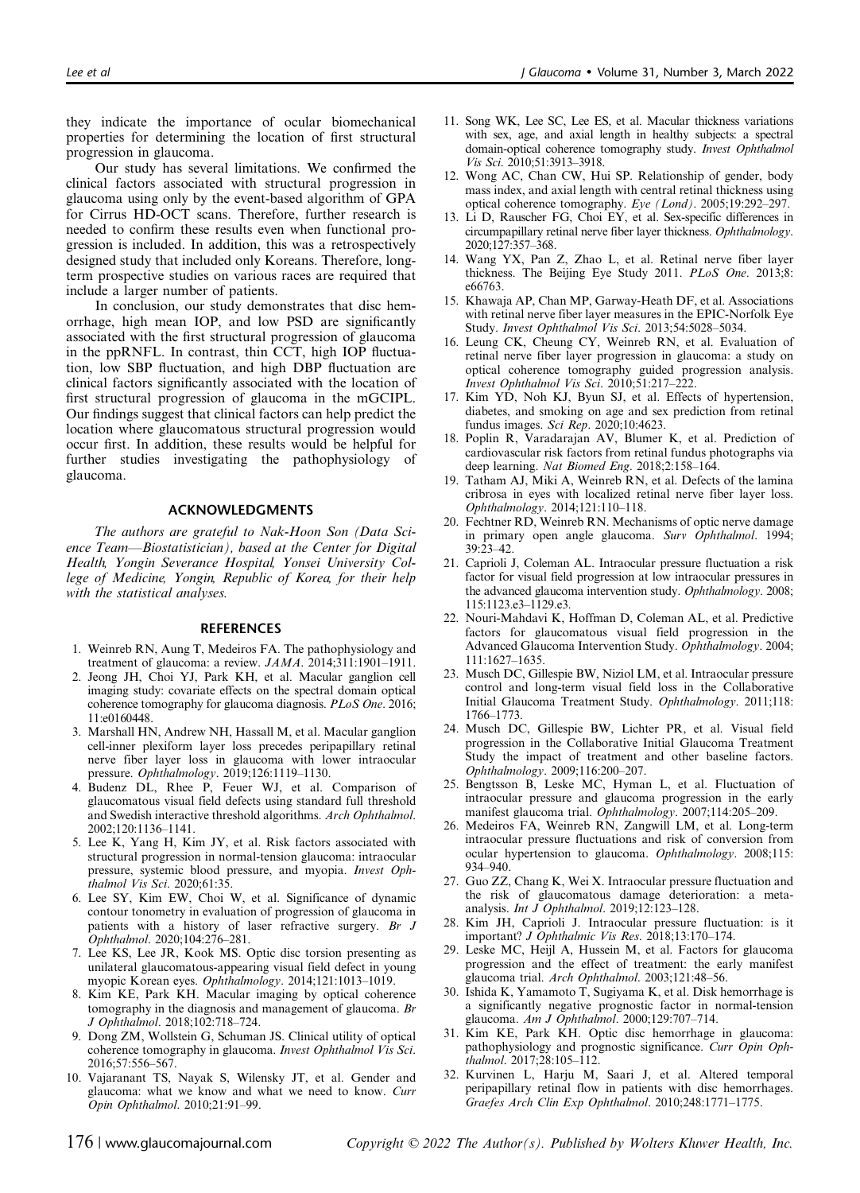they indicate the importance of ocular biomechanical properties for determining the location of first structural progression in glaucoma.

Our study has several limitations. We confirmed the clinical factors associated with structural progression in glaucoma using only by the event-based algorithm of GPA for Cirrus HD-OCT scans. Therefore, further research is needed to confirm these results even when functional progression is included. In addition, this was a retrospectively designed study that included only Koreans. Therefore, long-term prospective studies on various races are required that include a larger number of patients.

In conclusion, our study demonstrates that disc hemorrhage, high mean IOP, and low PSD are significantly associated with the first structural progression of glaucoma in the ppRNFL. In contrast, thin CCT, high IOP fluctuation, low SBP fluctuation, and high DBP fluctuation are clinical factors significantly associated with the location of first structural progression of glaucoma in the mGCIPL. Our findings suggest that clinical factors can help predict the location where glaucomatous structural progression would occur first. In addition, these results would be helpful for further studies investigating the pathophysiology of glaucoma.

## ACKNOWLEDGMENTS

*The authors are grateful to Nak-Hoon Son (Data Science Team—Biostatistician), based at the Center for Digital Health, Yongin Severance Hospital, Yonsei University College of Medicine, Yongin, Republic of Korea, for their help with the statistical analyses.*

## REFERENCES

1. Weinreb RN, Aung T, Medeiros FA. The pathophysiology and treatment of glaucoma: a review. *JAMA*. 2014;311:1901–1911.
2. Jeong JH, Choi YJ, Park KH, et al. Macular ganglion cell imaging study: covariate effects on the spectral domain optical coherence tomography for glaucoma diagnosis. *PLoS One*. 2016; 11:e0160448.
3. Marshall HN, Andrew NH, Hassall M, et al. Macular ganglion cell-inner plexiform layer loss precedes peripapillary retinal nerve fiber layer loss in glaucoma with lower intraocular pressure. *Ophthalmology*. 2019;126:1119–1130.
4. Budenz DL, Rhee P, Feuer WJ, et al. Comparison of glaucomatous visual field defects using standard full threshold and Swedish interactive threshold algorithms. *Arch Ophthalmol*. 2002;120:1136–1141.
5. Lee K, Yang H, Kim JY, et al. Risk factors associated with structural progression in normal-tension glaucoma: intraocular pressure, systemic blood pressure, and myopia. *Invest Ophthalmol Vis Sci*. 2020;61:35.
6. Lee SY, Kim EW, Choi W, et al. Significance of dynamic contour tonometry in evaluation of progression of glaucoma in patients with a history of laser refractive surgery. *Br J Ophthalmol*. 2020;104:276–281.
7. Lee KS, Lee JR, Kook MS. Optic disc torsion presenting as unilateral glaucomatous-appearing visual field defect in young myopic Korean eyes. *Ophthalmology*. 2014;121:1013–1019.
8. Kim KE, Park KH. Macular imaging by optical coherence tomography in the diagnosis and management of glaucoma. *Br J Ophthalmol*. 2018;102:718–724.
9. Dong ZM, Wollstein G, Schuman JS. Clinical utility of optical coherence tomography in glaucoma. *Invest Ophthalmol Vis Sci*. 2016;57:556–567.
10. Vajaranant TS, Nayak S, Wilensky JT, et al. Gender and glaucoma: what we know and what we need to know. *Curr Opin Ophthalmol*. 2010;21:91–99.
11. Song WK, Lee SC, Lee ES, et al. Macular thickness variations with sex, age, and axial length in healthy subjects: a spectral domain-optical coherence tomography study. *Invest Ophthalmol Vis Sci*. 2010;51:3913–3918.
12. Wong AC, Chan CW, Hui SP. Relationship of gender, body mass index, and axial length with central retinal thickness using optical coherence tomography. *Eye (Lond)*. 2005;19:292–297.
13. Li D, Rauscher FG, Choi EY, et al. Sex-specific differences in circumpapillary retinal nerve fiber layer thickness. *Ophthalmology*. 2020;127:357–368.
14. Wang YX, Pan Z, Zhao L, et al. Retinal nerve fiber layer thickness. The Beijing Eye Study 2011. *PLoS One*. 2013;8: e66763.
15. Khawaja AP, Chan MP, Garway-Heath DF, et al. Associations with retinal nerve fiber layer measures in the EPIC-Norfolk Eye Study. *Invest Ophthalmol Vis Sci*. 2013;54:5028–5034.
16. Leung CK, Cheung CY, Weinreb RN, et al. Evaluation of retinal nerve fiber layer progression in glaucoma: a study on optical coherence tomography guided progression analysis. *Invest Ophthalmol Vis Sci*. 2010;51:217–222.
17. Kim YD, Noh KJ, Byun SJ, et al. Effects of hypertension, diabetes, and smoking on age and sex prediction from retinal fundus images. *Sci Rep*. 2020;10:4623.
18. Poplin R, Varadarajan AV, Blumer K, et al. Prediction of cardiovascular risk factors from retinal fundus photographs via deep learning. *Nat Biomed Eng*. 2018;2:158–164.
19. Tatham AJ, Miki A, Weinreb RN, et al. Defects of the lamina cribrosa in eyes with localized retinal nerve fiber layer loss. *Ophthalmology*. 2014;121:110–118.
20. Fechtner RD, Weinreb RN. Mechanisms of optic nerve damage in primary open angle glaucoma. *Surv Ophthalmol*. 1994; 39:23–42.
21. Caprioli J, Coleman AL. Intraocular pressure fluctuation a risk factor for visual field progression at low intraocular pressures in the advanced glaucoma intervention study. *Ophthalmology*. 2008; 115:1123.e3–1129.e3.
22. Nouri-Mahdavi K, Hoffman D, Coleman AL, et al. Predictive factors for glaucomatous visual field progression in the Advanced Glaucoma Intervention Study. *Ophthalmology*. 2004; 111:1627–1635.
23. Musch DC, Gillespie BW, Niziol LM, et al. Intraocular pressure control and long-term visual field loss in the Collaborative Initial Glaucoma Treatment Study. *Ophthalmology*. 2011;118: 1766–1773.
24. Musch DC, Gillespie BW, Lichter PR, et al. Visual field progression in the Collaborative Initial Glaucoma Treatment Study the impact of treatment and other baseline factors. *Ophthalmology*. 2009;116:200–207.
25. Bengtsson B, Leske MC, Hyman L, et al. Fluctuation of intraocular pressure and glaucoma progression in the early manifest glaucoma trial. *Ophthalmology*. 2007;114:205–209.
26. Medeiros FA, Weinreb RN, Zangwill LM, et al. Long-term intraocular pressure fluctuations and risk of conversion from ocular hypertension to glaucoma. *Ophthalmology*. 2008;115: 934–940.
27. Guo ZZ, Chang K, Wei X. Intraocular pressure fluctuation and the risk of glaucomatous damage deterioration: a meta-analysis. *Int J Ophthalmol*. 2019;12:123–128.
28. Kim JH, Caprioli J. Intraocular pressure fluctuation: is it important? *J Ophthalmic Vis Res*. 2018;13:170–174.
29. Leske MC, Heijl A, Hussein M, et al. Factors for glaucoma progression and the effect of treatment: the early manifest glaucoma trial. *Arch Ophthalmol*. 2003;121:48–56.
30. Ishida K, Yamamoto T, Sugiyama K, et al. Disk hemorrhage is a significantly negative prognostic factor in normal-tension glaucoma. *Am J Ophthalmol*. 2000;129:707–714.
31. Kim KE, Park KH. Optic disc hemorrhage in glaucoma: pathophysiology and prognostic significance. *Curr Opin Ophthalmol*. 2017;28:105–112.
32. Kurvinen L, Harju M, Saari J, et al. Altered temporal peripapillary retinal flow in patients with disc hemorrhages. *Graefes Arch Clin Exp Ophthalmol*. 2010;248:1771–1775.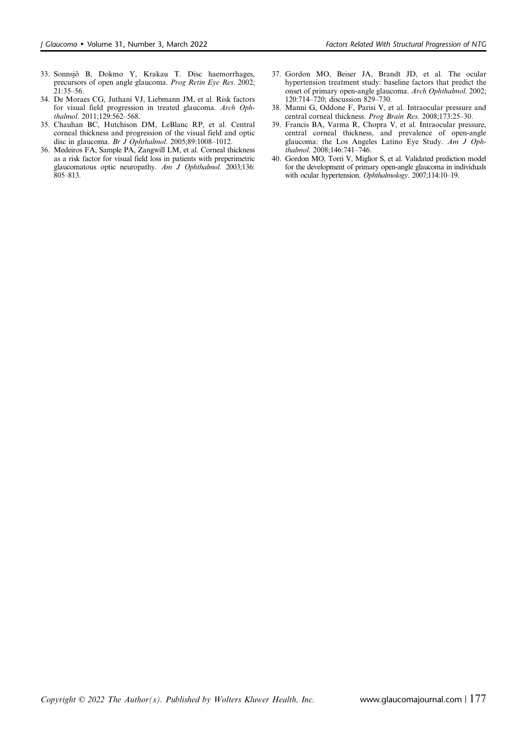33. Sonnsjö B, Dokmo Y, Krakau T. Disc haemorrhages, precursors of open angle glaucoma. *Prog Retin Eye Res*. 2002; 21:35–56.
34. De Moraes CG, Juthani VJ, Liebmann JM, et al. Risk factors for visual field progression in treated glaucoma. *Arch Ophthalmol*. 2011;129:562–568.
35. Chauhan BC, Hutchison DM, LeBlanc RP, et al. Central corneal thickness and progression of the visual field and optic disc in glaucoma. *Br J Ophthalmol*. 2005;89:1008–1012.
36. Medeiros FA, Sample PA, Zangwill LM, et al. Corneal thickness as a risk factor for visual field loss in patients with preperimetric glaucomatous optic neuropathy. *Am J Ophthalmol*. 2003;136: 805–813.
37. Gordon MO, Beiser JA, Brandt JD, et al. The ocular hypertension treatment study: baseline factors that predict the onset of primary open-angle glaucoma. *Arch Ophthalmol*. 2002; 120:714–720; discussion 829–730.
38. Manni G, Oddone F, Parisi V, et al. Intraocular pressure and central corneal thickness. *Prog Brain Res*. 2008;173:25–30.
39. Francis BA, Varma R, Chopra V, et al. Intraocular pressure, central corneal thickness, and prevalence of open-angle glaucoma: the Los Angeles Latino Eye Study. *Am J Ophthalmol*. 2008;146:741–746.
40. Gordon MO, Torri V, Miglior S, et al. Validated prediction model for the development of primary open-angle glaucoma in individuals with ocular hypertension. *Ophthalmology*. 2007;114:10–19.